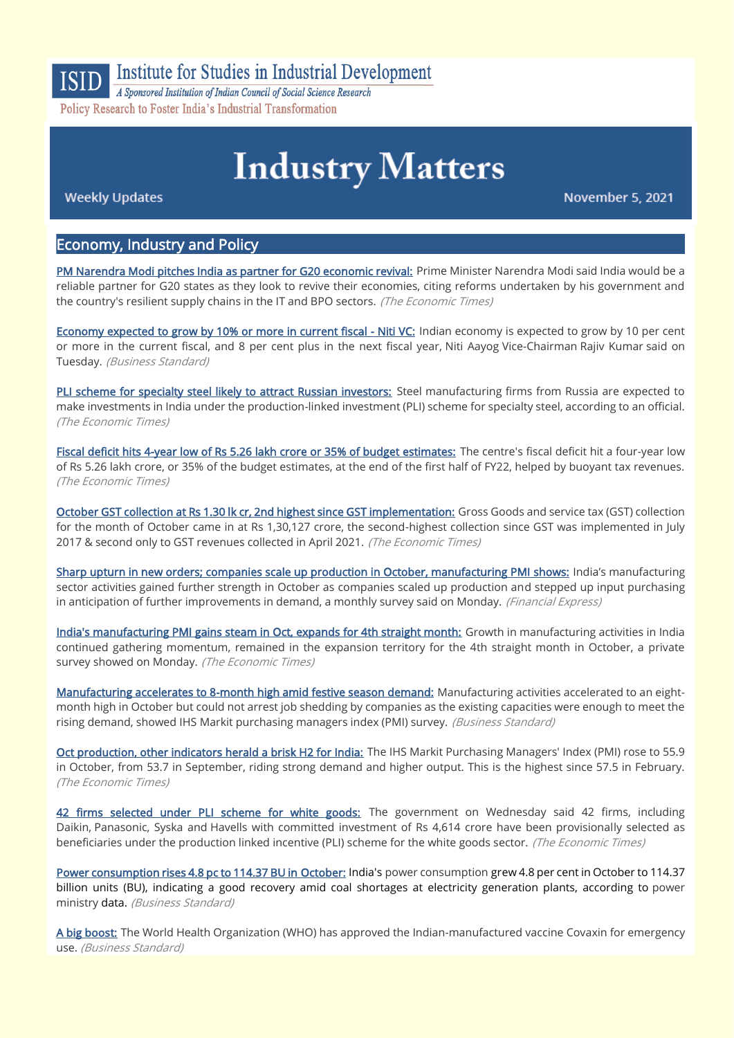**ISID** Institute for Studies in Industrial Development

*A Sponsored Institution of Indian Council of Social Science Research*

Policy Research to Foster India's Industrial Transformation

# Industry Matters

Weekly Updates

November 5, 2021

## Economy, Industry and Policy

PM Narendra Modi pitches India as partner for G20 economic revival: Prime Minister Narendra Modi said India would be a reliable partner for G20 states as they look to revive their economies, citing reforms undertaken by his government and the country's resilient supply chains in the IT and BPO sectors. *(The Economic Times)*

Economy expected to grow by 10% or more in current fiscal - Niti VC: Indian economy is expected to grow by 10 per cent or more in the current fiscal, and 8 per cent plus in the next fiscal year, Niti Aayog Vice-Chairman Rajiv Kumar said on Tuesday. *(Business Standard)*

PLI scheme for specialty steel likely to attract Russian investors: Steel manufacturing firms from Russia are expected to make investments in India under the production-linked investment (PLI) scheme for specialty steel, according to an official. *(The Economic Times)*

Fiscal deficit hits 4-year low of Rs 5.26 lakh crore or 35% of budget estimates: The centre's fiscal deficit hit a four-year low of Rs 5.26 lakh crore, or 35% of the budget estimates, at the end of the first half of FY22, helped by buoyant tax revenues. *(The Economic Times)*

October GST collection at Rs 1.30 lk cr, 2nd highest since GST implementation: Gross Goods and service tax (GST) collection for the month of October came in at Rs 1,30,127 crore, the second-highest collection since GST was implemented in July 2017 & second only to GST revenues collected in April 2021. *(The Economic Times)*

Sharp upturn in new orders; companies scale up production in October, manufacturing PMI shows: India's manufacturing sector activities gained further strength in October as companies scaled up production and stepped up input purchasing in anticipation of further improvements in demand, a monthly survey said on Monday. *(Financial Express)*

India's manufacturing PMI gains steam in Oct, expands for 4th straight month: Growth in manufacturing activities in India continued gathering momentum, remained in the expansion territory for the 4th straight month in October, a private survey showed on Monday. *(The Economic Times)*

Manufacturing accelerates to 8-month high amid festive season demand: Manufacturing activities accelerated to an eight-month high in October but could not arrest job shedding by companies as the existing capacities were enough to meet the rising demand, showed IHS Markit purchasing managers index (PMI) survey. *(Business Standard)*

Oct production, other indicators herald a brisk H2 for India: The IHS Markit Purchasing Managers' Index (PMI) rose to 55.9 in October, from 53.7 in September, riding strong demand and higher output. This is the highest since 57.5 in February. *(The Economic Times)*

42 firms selected under PLI scheme for white goods: The government on Wednesday said 42 firms, including Daikin, Panasonic, Syska and Havells with committed investment of Rs 4,614 crore have been provisionally selected as beneficiaries under the production linked incentive (PLI) scheme for the white goods sector. *(The Economic Times)*

Power consumption rises 4.8 pc to 114.37 BU in October: India's power consumption grew 4.8 per cent in October to 114.37 billion units (BU), indicating a good recovery amid coal shortages at electricity generation plants, according to power ministry data. *(Business Standard)*

A big boost: The World Health Organization (WHO) has approved the Indian-manufactured vaccine Covaxin for emergency use. *(Business Standard)*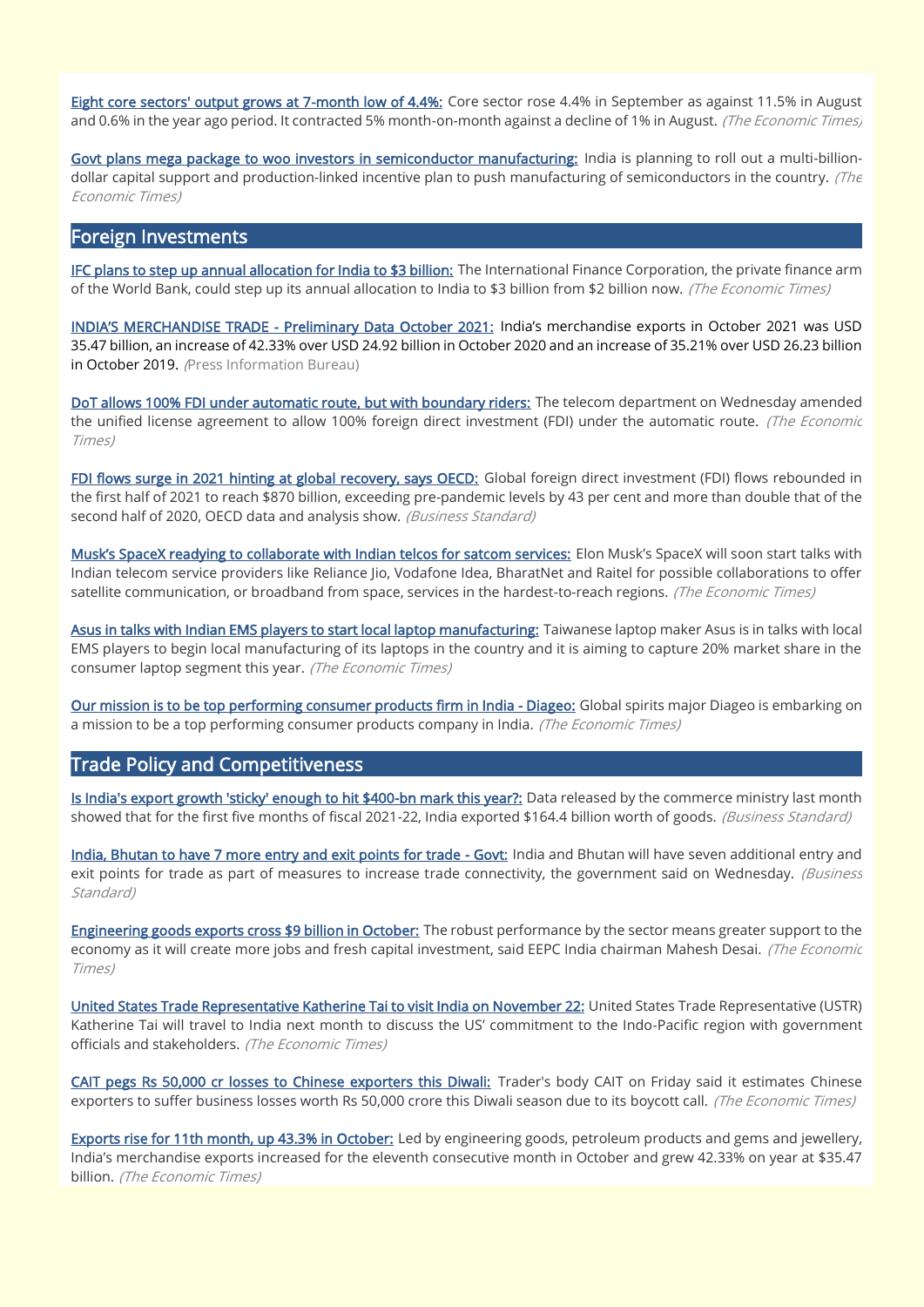**Eight core sectors' output grows at 7-month low of 4.4%:** Core sector rose 4.4% in September as against 11.5% in August and 0.6% in the year ago period. It contracted 5% month-on-month against a decline of 1% in August. *(The Economic Times)*

**Govt plans mega package to woo investors in semiconductor manufacturing:** India is planning to roll out a multi-billion-dollar capital support and production-linked incentive plan to push manufacturing of semiconductors in the country. *(The Economic Times)*

## Foreign Investments

**IFC plans to step up annual allocation for India to $3 billion:** The International Finance Corporation, the private finance arm of the World Bank, could step up its annual allocation to India to $3 billion from $2 billion now. *(The Economic Times)*

**INDIA'S MERCHANDISE TRADE - Preliminary Data October 2021:** India's merchandise exports in October 2021 was USD 35.47 billion, an increase of 42.33% over USD 24.92 billion in October 2020 and an increase of 35.21% over USD 26.23 billion in October 2019. *(Press Information Bureau)*

**DoT allows 100% FDI under automatic route, but with boundary riders:** The telecom department on Wednesday amended the unified license agreement to allow 100% foreign direct investment (FDI) under the automatic route. *(The Economic Times)*

**FDI flows surge in 2021 hinting at global recovery, says OECD:** Global foreign direct investment (FDI) flows rebounded in the first half of 2021 to reach $870 billion, exceeding pre-pandemic levels by 43 per cent and more than double that of the second half of 2020, OECD data and analysis show. *(Business Standard)*

**Musk's SpaceX readying to collaborate with Indian telcos for satcom services:** Elon Musk's SpaceX will soon start talks with Indian telecom service providers like Reliance Jio, Vodafone Idea, BharatNet and Raitel for possible collaborations to offer satellite communication, or broadband from space, services in the hardest-to-reach regions. *(The Economic Times)*

**Asus in talks with Indian EMS players to start local laptop manufacturing:** Taiwanese laptop maker Asus is in talks with local EMS players to begin local manufacturing of its laptops in the country and it is aiming to capture 20% market share in the consumer laptop segment this year. *(The Economic Times)*

**Our mission is to be top performing consumer products firm in India - Diageo:** Global spirits major Diageo is embarking on a mission to be a top performing consumer products company in India. *(The Economic Times)*

## Trade Policy and Competitiveness

**Is India's export growth 'sticky' enough to hit $400-bn mark this year?:** Data released by the commerce ministry last month showed that for the first five months of fiscal 2021-22, India exported $164.4 billion worth of goods. *(Business Standard)*

**India, Bhutan to have 7 more entry and exit points for trade - Govt:** India and Bhutan will have seven additional entry and exit points for trade as part of measures to increase trade connectivity, the government said on Wednesday. *(Business Standard)*

**Engineering goods exports cross $9 billion in October:** The robust performance by the sector means greater support to the economy as it will create more jobs and fresh capital investment, said EEPC India chairman Mahesh Desai. *(The Economic Times)*

**United States Trade Representative Katherine Tai to visit India on November 22:** United States Trade Representative (USTR) Katherine Tai will travel to India next month to discuss the US' commitment to the Indo-Pacific region with government officials and stakeholders. *(The Economic Times)*

**CAIT pegs Rs 50,000 cr losses to Chinese exporters this Diwali:** Trader's body CAIT on Friday said it estimates Chinese exporters to suffer business losses worth Rs 50,000 crore this Diwali season due to its boycott call. *(The Economic Times)*

**Exports rise for 11th month, up 43.3% in October:** Led by engineering goods, petroleum products and gems and jewellery, India's merchandise exports increased for the eleventh consecutive month in October and grew 42.33% on year at $35.47 billion. *(The Economic Times)*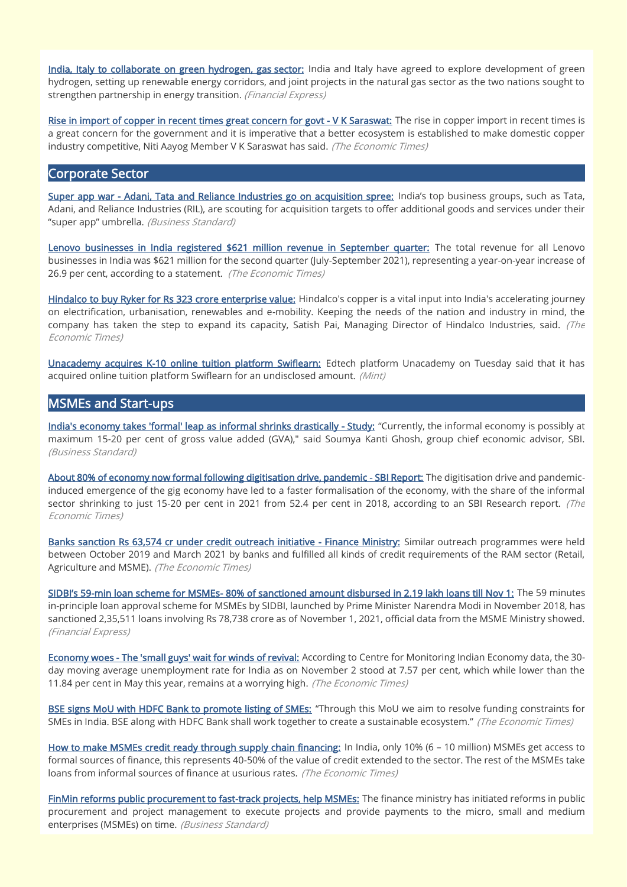India, Italy to collaborate on green hydrogen, gas sector: India and Italy have agreed to explore development of green hydrogen, setting up renewable energy corridors, and joint projects in the natural gas sector as the two nations sought to strengthen partnership in energy transition. *(Financial Express)*

Rise in import of copper in recent times great concern for govt - V K Saraswat: The rise in copper import in recent times is a great concern for the government and it is imperative that a better ecosystem is established to make domestic copper industry competitive, Niti Aayog Member V K Saraswat has said. *(The Economic Times)*

## Corporate Sector

Super app war - Adani, Tata and Reliance Industries go on acquisition spree: India's top business groups, such as Tata, Adani, and Reliance Industries (RIL), are scouting for acquisition targets to offer additional goods and services under their "super app" umbrella. *(Business Standard)*

Lenovo businesses in India registered $621 million revenue in September quarter: The total revenue for all Lenovo businesses in India was $621 million for the second quarter (July-September 2021), representing a year-on-year increase of 26.9 per cent, according to a statement. *(The Economic Times)*

Hindalco to buy Ryker for Rs 323 crore enterprise value: Hindalco's copper is a vital input into India's accelerating journey on electrification, urbanisation, renewables and e-mobility. Keeping the needs of the nation and industry in mind, the company has taken the step to expand its capacity, Satish Pai, Managing Director of Hindalco Industries, said. *(The Economic Times)*

Unacademy acquires K-10 online tuition platform Swiflearn: Edtech platform Unacademy on Tuesday said that it has acquired online tuition platform Swiflearn for an undisclosed amount. *(Mint)*

## MSMEs and Start-ups

India's economy takes 'formal' leap as informal shrinks drastically - Study: "Currently, the informal economy is possibly at maximum 15-20 per cent of gross value added (GVA)," said Soumya Kanti Ghosh, group chief economic advisor, SBI. *(Business Standard)*

About 80% of economy now formal following digitisation drive, pandemic - SBI Report: The digitisation drive and pandemic-induced emergence of the gig economy have led to a faster formalisation of the economy, with the share of the informal sector shrinking to just 15-20 per cent in 2021 from 52.4 per cent in 2018, according to an SBI Research report. *(The Economic Times)*

Banks sanction Rs 63,574 cr under credit outreach initiative - Finance Ministry: Similar outreach programmes were held between October 2019 and March 2021 by banks and fulfilled all kinds of credit requirements of the RAM sector (Retail, Agriculture and MSME). *(The Economic Times)*

SIDBI's 59-min loan scheme for MSMEs- 80% of sanctioned amount disbursed in 2.19 lakh loans till Nov 1: The 59 minutes in-principle loan approval scheme for MSMEs by SIDBI, launched by Prime Minister Narendra Modi in November 2018, has sanctioned 2,35,511 loans involving Rs 78,738 crore as of November 1, 2021, official data from the MSME Ministry showed. *(Financial Express)*

Economy woes - The 'small guys' wait for winds of revival: According to Centre for Monitoring Indian Economy data, the 30-day moving average unemployment rate for India as on November 2 stood at 7.57 per cent, which while lower than the 11.84 per cent in May this year, remains at a worrying high. *(The Economic Times)*

BSE signs MoU with HDFC Bank to promote listing of SMEs: "Through this MoU we aim to resolve funding constraints for SMEs in India. BSE along with HDFC Bank shall work together to create a sustainable ecosystem." *(The Economic Times)*

How to make MSMEs credit ready through supply chain financing: In India, only 10% (6 – 10 million) MSMEs get access to formal sources of finance, this represents 40-50% of the value of credit extended to the sector. The rest of the MSMEs take loans from informal sources of finance at usurious rates. *(The Economic Times)*

FinMin reforms public procurement to fast-track projects, help MSMEs: The finance ministry has initiated reforms in public procurement and project management to execute projects and provide payments to the micro, small and medium enterprises (MSMEs) on time. *(Business Standard)*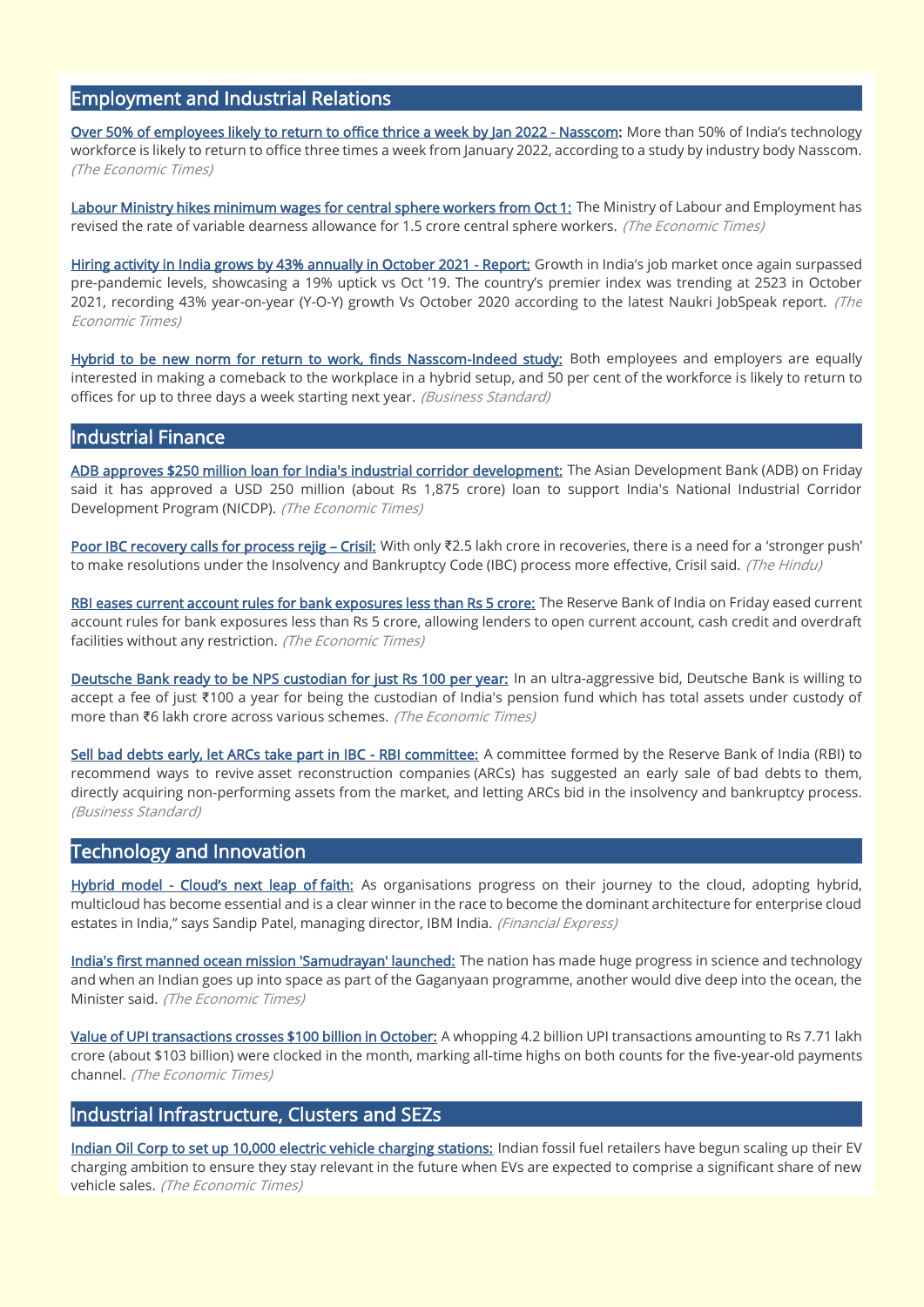## Employment and Industrial Relations

**Over 50% of employees likely to return to office thrice a week by Jan 2022 - Nasscom:** More than 50% of India's technology workforce is likely to return to office three times a week from January 2022, according to a study by industry body Nasscom. *(The Economic Times)*

**Labour Ministry hikes minimum wages for central sphere workers from Oct 1:** The Ministry of Labour and Employment has revised the rate of variable dearness allowance for 1.5 crore central sphere workers. *(The Economic Times)*

**Hiring activity in India grows by 43% annually in October 2021 - Report:** Growth in India's job market once again surpassed pre-pandemic levels, showcasing a 19% uptick vs Oct '19. The country's premier index was trending at 2523 in October 2021, recording 43% year-on-year (Y-O-Y) growth Vs October 2020 according to the latest Naukri JobSpeak report. *(The Economic Times)*

**Hybrid to be new norm for return to work, finds Nasscom-Indeed study:** Both employees and employers are equally interested in making a comeback to the workplace in a hybrid setup, and 50 per cent of the workforce is likely to return to offices for up to three days a week starting next year. *(Business Standard)*

## Industrial Finance

**ADB approves $250 million loan for India's industrial corridor development:** The Asian Development Bank (ADB) on Friday said it has approved a USD 250 million (about Rs 1,875 crore) loan to support India's National Industrial Corridor Development Program (NICDP). *(The Economic Times)*

**Poor IBC recovery calls for process rejig – Crisil:** With only ₹2.5 lakh crore in recoveries, there is a need for a 'stronger push' to make resolutions under the Insolvency and Bankruptcy Code (IBC) process more effective, Crisil said. *(The Hindu)*

**RBI eases current account rules for bank exposures less than Rs 5 crore:** The Reserve Bank of India on Friday eased current account rules for bank exposures less than Rs 5 crore, allowing lenders to open current account, cash credit and overdraft facilities without any restriction. *(The Economic Times)*

**Deutsche Bank ready to be NPS custodian for just Rs 100 per year:** In an ultra-aggressive bid, Deutsche Bank is willing to accept a fee of just ₹100 a year for being the custodian of India's pension fund which has total assets under custody of more than ₹6 lakh crore across various schemes. *(The Economic Times)*

**Sell bad debts early, let ARCs take part in IBC - RBI committee:** A committee formed by the Reserve Bank of India (RBI) to recommend ways to revive asset reconstruction companies (ARCs) has suggested an early sale of bad debts to them, directly acquiring non-performing assets from the market, and letting ARCs bid in the insolvency and bankruptcy process. *(Business Standard)*

## Technology and Innovation

**Hybrid model - Cloud's next leap of faith:** As organisations progress on their journey to the cloud, adopting hybrid, multicloud has become essential and is a clear winner in the race to become the dominant architecture for enterprise cloud estates in India," says Sandip Patel, managing director, IBM India. *(Financial Express)*

**India's first manned ocean mission 'Samudrayan' launched:** The nation has made huge progress in science and technology and when an Indian goes up into space as part of the Gaganyaan programme, another would dive deep into the ocean, the Minister said. *(The Economic Times)*

**Value of UPI transactions crosses $100 billion in October:** A whopping 4.2 billion UPI transactions amounting to Rs 7.71 lakh crore (about $103 billion) were clocked in the month, marking all-time highs on both counts for the five-year-old payments channel. *(The Economic Times)*

## Industrial Infrastructure, Clusters and SEZs

**Indian Oil Corp to set up 10,000 electric vehicle charging stations:** Indian fossil fuel retailers have begun scaling up their EV charging ambition to ensure they stay relevant in the future when EVs are expected to comprise a significant share of new vehicle sales. *(The Economic Times)*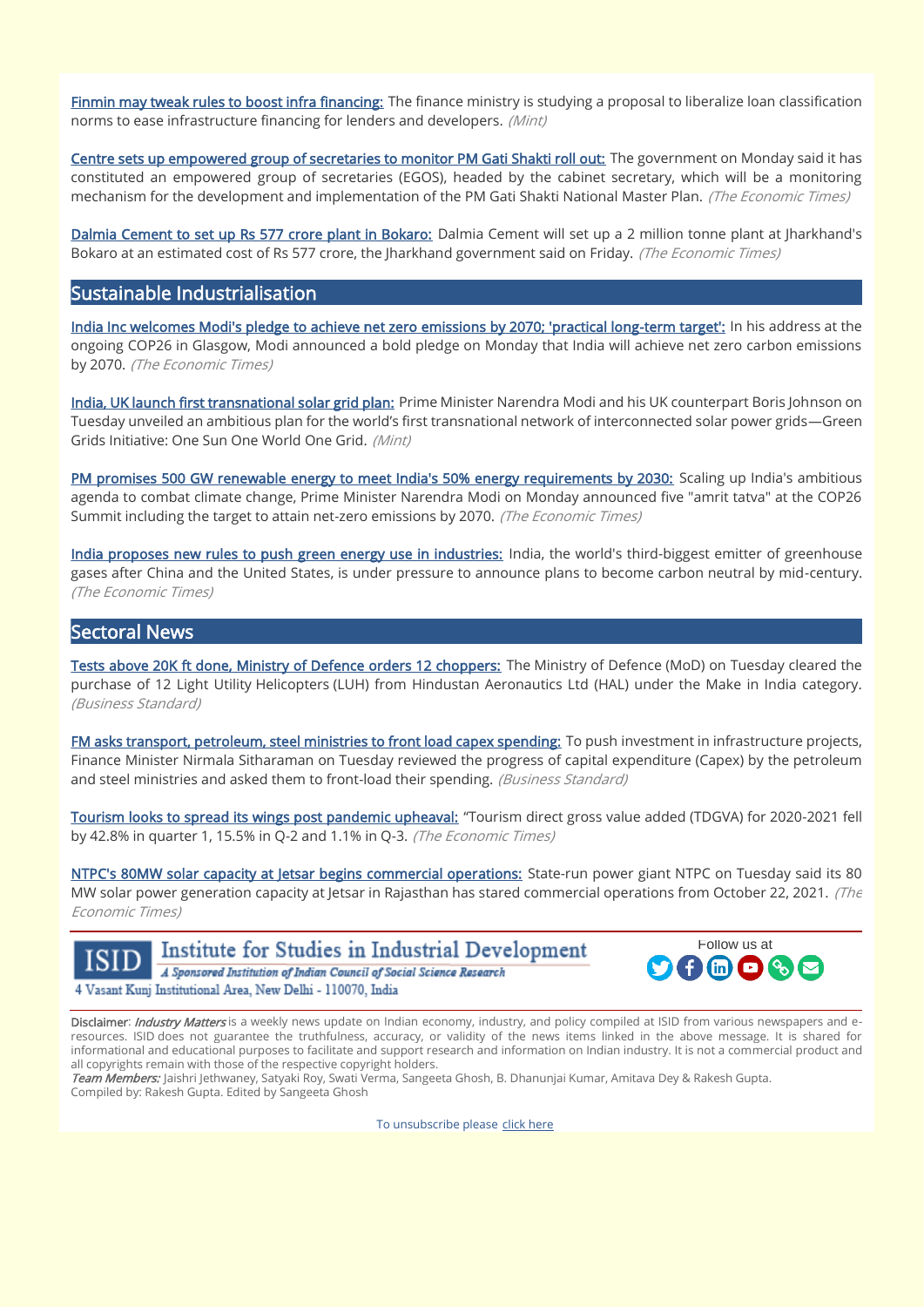**Finmin may tweak rules to boost infra financing:** The finance ministry is studying a proposal to liberalize loan classification norms to ease infrastructure financing for lenders and developers. *(Mint)*

**Centre sets up empowered group of secretaries to monitor PM Gati Shakti roll out:** The government on Monday said it has constituted an empowered group of secretaries (EGOS), headed by the cabinet secretary, which will be a monitoring mechanism for the development and implementation of the PM Gati Shakti National Master Plan. *(The Economic Times)*

**Dalmia Cement to set up Rs 577 crore plant in Bokaro:** Dalmia Cement will set up a 2 million tonne plant at Jharkhand's Bokaro at an estimated cost of Rs 577 crore, the Jharkhand government said on Friday. *(The Economic Times)*

## Sustainable Industrialisation

**India Inc welcomes Modi's pledge to achieve net zero emissions by 2070; 'practical long-term target':** In his address at the ongoing COP26 in Glasgow, Modi announced a bold pledge on Monday that India will achieve net zero carbon emissions by 2070. *(The Economic Times)*

**India, UK launch first transnational solar grid plan:** Prime Minister Narendra Modi and his UK counterpart Boris Johnson on Tuesday unveiled an ambitious plan for the world's first transnational network of interconnected solar power grids—Green Grids Initiative: One Sun One World One Grid. *(Mint)*

**PM promises 500 GW renewable energy to meet India's 50% energy requirements by 2030:** Scaling up India's ambitious agenda to combat climate change, Prime Minister Narendra Modi on Monday announced five "amrit tatva" at the COP26 Summit including the target to attain net-zero emissions by 2070. *(The Economic Times)*

**India proposes new rules to push green energy use in industries:** India, the world's third-biggest emitter of greenhouse gases after China and the United States, is under pressure to announce plans to become carbon neutral by mid-century. *(The Economic Times)*

## Sectoral News

**Tests above 20K ft done, Ministry of Defence orders 12 choppers:** The Ministry of Defence (MoD) on Tuesday cleared the purchase of 12 Light Utility Helicopters (LUH) from Hindustan Aeronautics Ltd (HAL) under the Make in India category. *(Business Standard)*

**FM asks transport, petroleum, steel ministries to front load capex spending:** To push investment in infrastructure projects, Finance Minister Nirmala Sitharaman on Tuesday reviewed the progress of capital expenditure (Capex) by the petroleum and steel ministries and asked them to front-load their spending. *(Business Standard)*

**Tourism looks to spread its wings post pandemic upheaval:** "Tourism direct gross value added (TDGVA) for 2020-2021 fell by 42.8% in quarter 1, 15.5% in Q-2 and 1.1% in Q-3. *(The Economic Times)*

**NTPC's 80MW solar capacity at Jetsar begins commercial operations:** State-run power giant NTPC on Tuesday said its 80 MW solar power generation capacity at Jetsar in Rajasthan has stared commercial operations from October 22, 2021. *(The Economic Times)*

---

**ISID Institute for Studies in Industrial Development**
*A Sponsored Institution of Indian Council of Social Science Research*
4 Vasant Kunj Institutional Area, New Delhi - 110070, India

Follow us at

---

Disclaimer: *Industry Matters* is a weekly news update on Indian economy, industry, and policy compiled at ISID from various newspapers and e-resources. ISID does not guarantee the truthfulness, accuracy, or validity of the news items linked in the above message. It is shared for informational and educational purposes to facilitate and support research and information on Indian industry. It is not a commercial product and all copyrights remain with those of the respective copyright holders.
*Team Members:* Jaishri Jethwaney, Satyaki Roy, Swati Verma, Sangeeta Ghosh, B. Dhanunjai Kumar, Amitava Dey & Rakesh Gupta.
Compiled by: Rakesh Gupta. Edited by Sangeeta Ghosh

To unsubscribe please click here